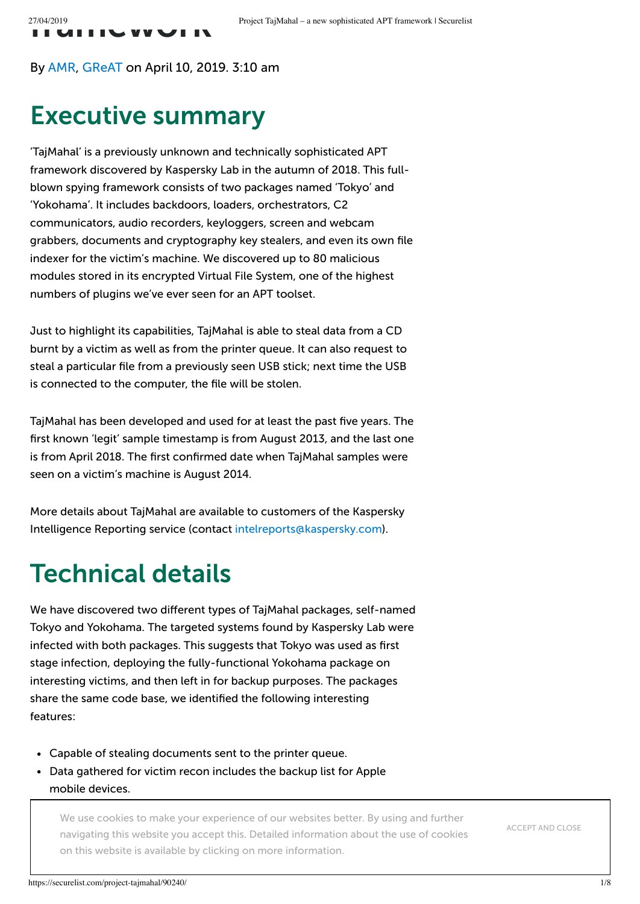By AMR, GReAT on April 10, 2019. 3:10 am

## Executive summary

'TajMahal' is a previously unknown and technically sophisticated APT framework discovered by Kaspersky Lab in the autumn of 2018. This full-blown spying framework consists of two packages named 'Tokyo' and 'Yokohama'. It includes backdoors, loaders, orchestrators, C2 communicators, audio recorders, keyloggers, screen and webcam grabbers, documents and cryptography key stealers, and even its own file indexer for the victim's machine. We discovered up to 80 malicious modules stored in its encrypted Virtual File System, one of the highest numbers of plugins we've ever seen for an APT toolset.

Just to highlight its capabilities, TajMahal is able to steal data from a CD burnt by a victim as well as from the printer queue. It can also request to steal a particular file from a previously seen USB stick; next time the USB is connected to the computer, the file will be stolen.

TajMahal has been developed and used for at least the past five years. The first known 'legit' sample timestamp is from August 2013, and the last one is from April 2018. The first confirmed date when TajMahal samples were seen on a victim's machine is August 2014.

More details about TajMahal are available to customers of the Kaspersky Intelligence Reporting service (contact intelreports@kaspersky.com).

## Technical details

We have discovered two different types of TajMahal packages, self-named Tokyo and Yokohama. The targeted systems found by Kaspersky Lab were infected with both packages. This suggests that Tokyo was used as first stage infection, deploying the fully-functional Yokohama package on interesting victims, and then left in for backup purposes. The packages share the same code base, we identified the following interesting features:

- Capable of stealing documents sent to the printer queue.
- Data gathered for victim recon includes the backup list for Apple mobile devices.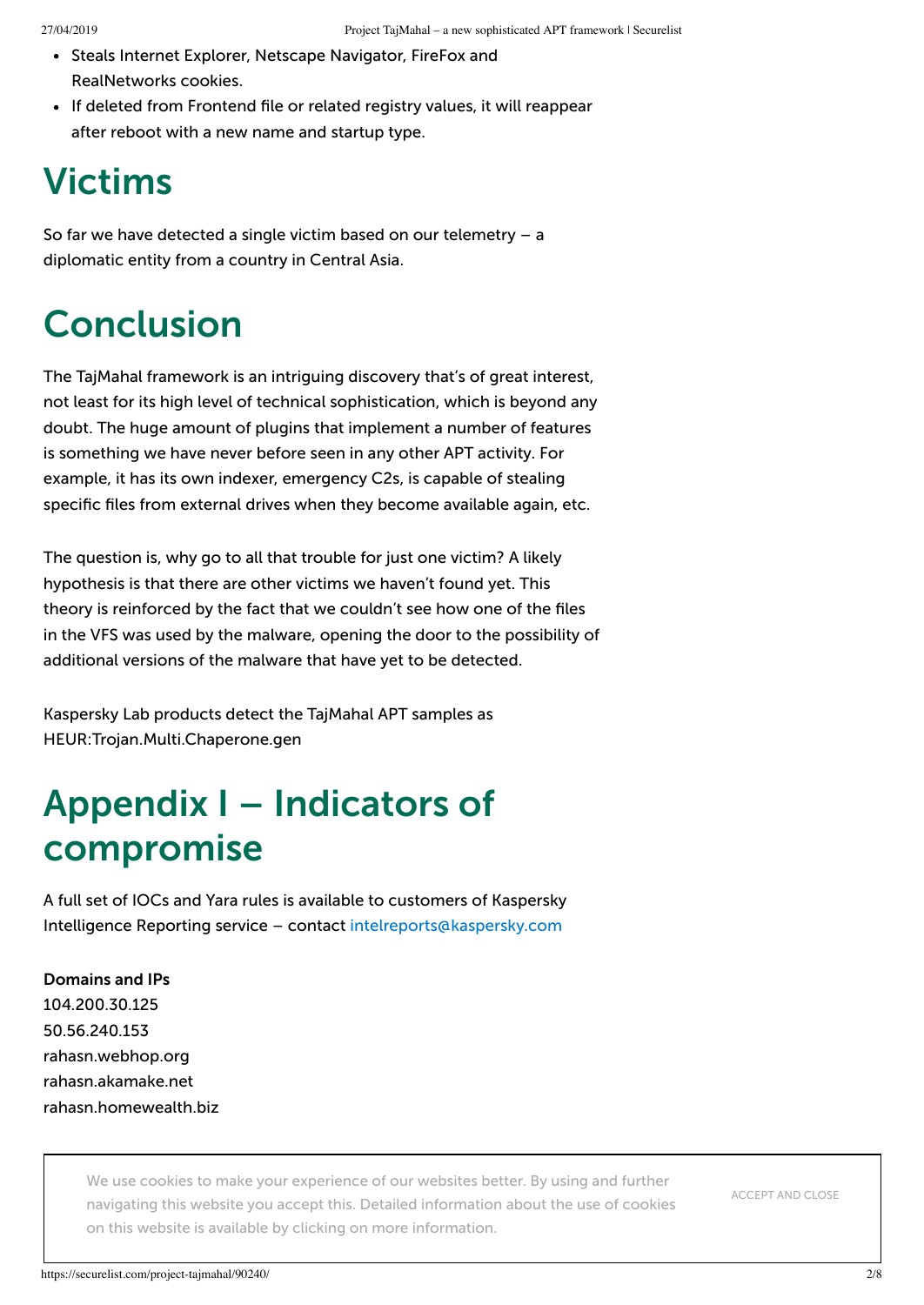- Steals Internet Explorer, Netscape Navigator, FireFox and RealNetworks cookies.
- If deleted from Frontend file or related registry values, it will reappear after reboot with a new name and startup type.

# Victims

So far we have detected a single victim based on our telemetry – a diplomatic entity from a country in Central Asia.

# Conclusion

The TajMahal framework is an intriguing discovery that's of great interest, not least for its high level of technical sophistication, which is beyond any doubt. The huge amount of plugins that implement a number of features is something we have never before seen in any other APT activity. For example, it has its own indexer, emergency C2s, is capable of stealing specific files from external drives when they become available again, etc.

The question is, why go to all that trouble for just one victim? A likely hypothesis is that there are other victims we haven't found yet. This theory is reinforced by the fact that we couldn't see how one of the files in the VFS was used by the malware, opening the door to the possibility of additional versions of the malware that have yet to be detected.

Kaspersky Lab products detect the TajMahal APT samples as HEUR:Trojan.Multi.Chaperone.gen

# Appendix I – Indicators of compromise

A full set of IOCs and Yara rules is available to customers of Kaspersky Intelligence Reporting service – contact intelreports@kaspersky.com

**Domains and IPs**
104.200.30.125
50.56.240.153
rahasn.webhop.org
rahasn.akamake.net
rahasn.homewealth.biz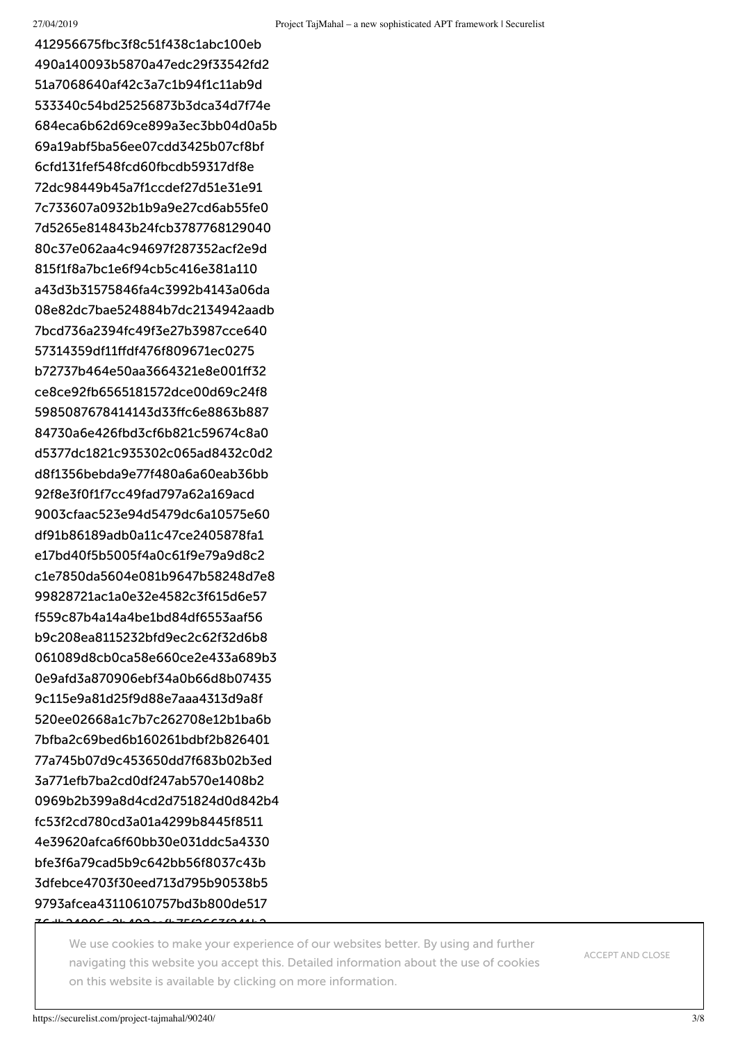412956675fbc3f8c51f438c1abc100eb
490a140093b5870a47edc29f33542fd2
51a7068640af42c3a7c1b94f1c11ab9d
533340c54bd25256873b3dca34d7f74e
684eca6b62d69ce899a3ec3bb04d0a5b
69a19abf5ba56ee07cdd3425b07cf8bf
6cfd131fef548fcd60fbcdb59317df8e
72dc98449b45a7f1ccdef27d51e31e91
7c733607a0932b1b9a9e27cd6ab55fe0
7d5265e814843b24fcb3787768129040
80c37e062aa4c94697f287352acf2e9d
815f1f8a7bc1e6f94cb5c416e381a110
a43d3b31575846fa4c3992b4143a06da
08e82dc7bae524884b7dc2134942aadb
7bcd736a2394fc49f3e27b3987cce640
57314359df11ffdf476f809671ec0275
b72737b464e50aa3664321e8e001ff32
ce8ce92fb6565181572dce00d69c24f8
5985087678414143d33ffc6e8863b887
84730a6e426fbd3cf6b821c59674c8a0
d5377dc1821c935302c065ad8432c0d2
d8f1356bebda9e77f480a6a60eab36bb
92f8e3f0f1f7cc49fad797a62a169acd
9003cfaac523e94d5479dc6a10575e60
df91b86189adb0a11c47ce2405878fa1
e17bd40f5b5005f4a0c61f9e79a9d8c2
c1e7850da5604e081b9647b58248d7e8
99828721ac1a0e32e4582c3f615d6e57
f559c87b4a14a4be1bd84df6553aaf56
b9c208ea8115232bfd9ec2c62f32d6b8
061089d8cb0ca58e660ce2e433a689b3
0e9afd3a870906ebf34a0b66d8b07435
9c115e9a81d25f9d88e7aaa4313d9a8f
520ee02668a1c7b7c262708e12b1ba6b
7bfba2c69bed6b160261bdbf2b826401
77a745b07d9c453650dd7f683b02b3ed
3a771efb7ba2cd0df247ab570e1408b2
0969b2b399a8d4cd2d751824d0d842b4
fc53f2cd780cd3a01a4299b8445f8511
4e39620afca6f60bb30e031ddc5a4330
bfe3f6a79cad5b9c642bb56f8037c43b
3dfebce4703f30eed713d795b90538b5
9793afcea43110610757bd3b800de517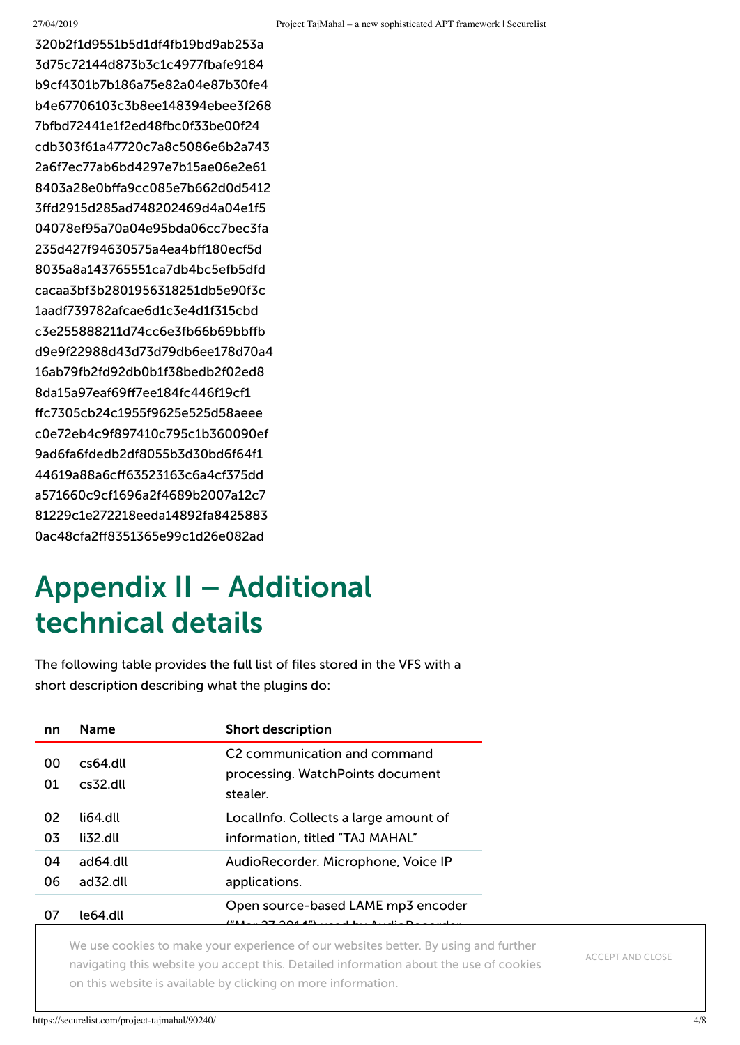320b2f1d9551b5d1df4fb19bd9ab253a
3d75c72144d873b3c1c4977fbafe9184
b9cf4301b7b186a75e82a04e87b30fe4
b4e67706103c3b8ee148394ebee3f268
7bfbd72441e1f2ed48fbc0f33be00f24
cdb303f61a47720c7a8c5086e6b2a743
2a6f7ec77ab6bd4297e7b15ae06e2e61
8403a28e0bffa9cc085e7b662d0d5412
3ffd2915d285ad748202469d4a04e1f5
04078ef95a70a04e95bda06cc7bec3fa
235d427f94630575a4ea4bff180ecf5d
8035a8a143765551ca7db4bc5efb5dfd
cacaa3bf3b2801956318251db5e90f3c
1aadf739782afcae6d1c3e4d1f315cbd
c3e255888211d74cc6e3fb66b69bbffb
d9e9f22988d43d73d79db6ee178d70a4
16ab79fb2fd92db0b1f38bedb2f02ed8
8da15a97eaf69ff7ee184fc446f19cf1
ffc7305cb24c1955f9625e525d58aeee
c0e72eb4c9f897410c795c1b360090ef
9ad6fa6fdedb2df8055b3d30bd6f64f1
44619a88a6cff63523163c6a4cf375dd
a571660c9cf1696a2f4689b2007a12c7
81229c1e272218eeda14892fa8425883
0ac48cfa2ff8351365e99c1d26e082ad

# Appendix II – Additional technical details

The following table provides the full list of files stored in the VFS with a short description describing what the plugins do:

| nn | Name | Short description |
|---|---|---|
| 00<br>01 | cs64.dll<br>cs32.dll | C2 communication and command processing. WatchPoints document stealer. |
| 02<br>03 | li64.dll<br>li32.dll | LocalInfo. Collects a large amount of information, titled "TAJ MAHAL" |
| 04<br>06 | ad64.dll<br>ad32.dll | AudioRecorder. Microphone, Voice IP applications. |
| 07 | le64.dll | Open source-based LAME mp3 encoder |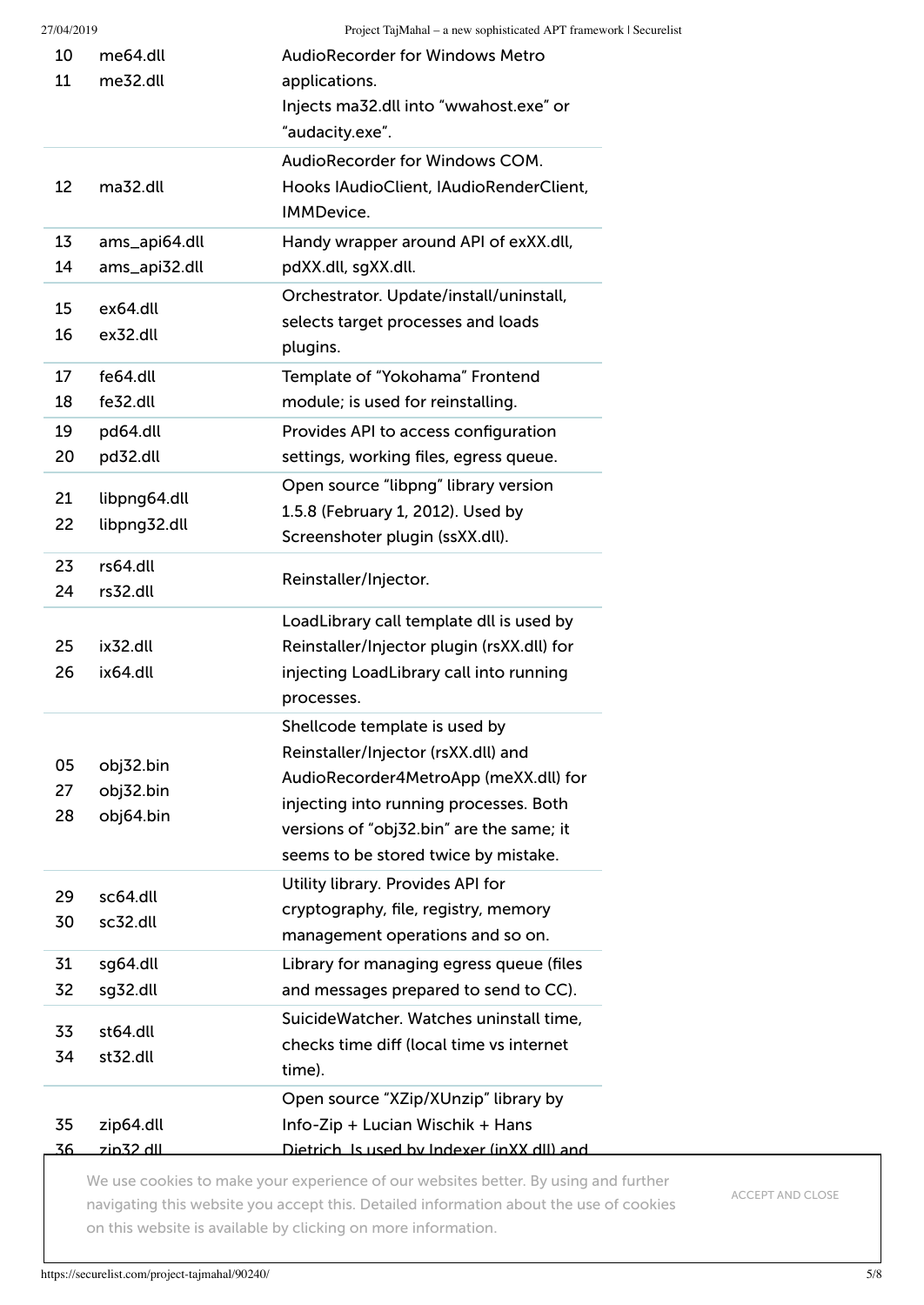| | | |
|---|---|---|
| 10<br>11 | me64.dll<br>me32.dll | AudioRecorder for Windows Metro applications.<br>Injects ma32.dll into “wwahost.exe” or “audacity.exe”. |
| 12 | ma32.dll | AudioRecorder for Windows COM. Hooks IAudioClient, IAudioRenderClient, IMMDevice. |
| 13<br>14 | ams_api64.dll<br>ams_api32.dll | Handy wrapper around API of exXX.dll, pdXX.dll, sgXX.dll. |
| 15<br>16 | ex64.dll<br>ex32.dll | Orchestrator. Update/install/uninstall, selects target processes and loads plugins. |
| 17<br>18 | fe64.dll<br>fe32.dll | Template of “Yokohama” Frontend module; is used for reinstalling. |
| 19<br>20 | pd64.dll<br>pd32.dll | Provides API to access configuration settings, working files, egress queue. |
| 21<br>22 | libpng64.dll<br>libpng32.dll | Open source “libpng” library version 1.5.8 (February 1, 2012). Used by Screenshoter plugin (ssXX.dll). |
| 23<br>24 | rs64.dll<br>rs32.dll | Reinstaller/Injector. |
| 25<br>26 | ix32.dll<br>ix64.dll | LoadLibrary call template dll is used by Reinstaller/Injector plugin (rsXX.dll) for injecting LoadLibrary call into running processes. |
| 05<br>27<br>28 | obj32.bin<br>obj32.bin<br>obj64.bin | Shellcode template is used by Reinstaller/Injector (rsXX.dll) and AudioRecorder4MetroApp (meXX.dll) for injecting into running processes. Both versions of “obj32.bin” are the same; it seems to be stored twice by mistake. |
| 29<br>30 | sc64.dll<br>sc32.dll | Utility library. Provides API for cryptography, file, registry, memory management operations and so on. |
| 31<br>32 | sg64.dll<br>sg32.dll | Library for managing egress queue (files and messages prepared to send to CC). |
| 33<br>34 | st64.dll<br>st32.dll | SuicideWatcher. Watches uninstall time, checks time diff (local time vs internet time). |
| 35<br>36 | zip64.dll<br>zip32.dll | Open source “XZip/XUnzip” library by Info-Zip + Lucian Wischik + Hans Dietrich. Is used by Indexer (inXX.dll) and |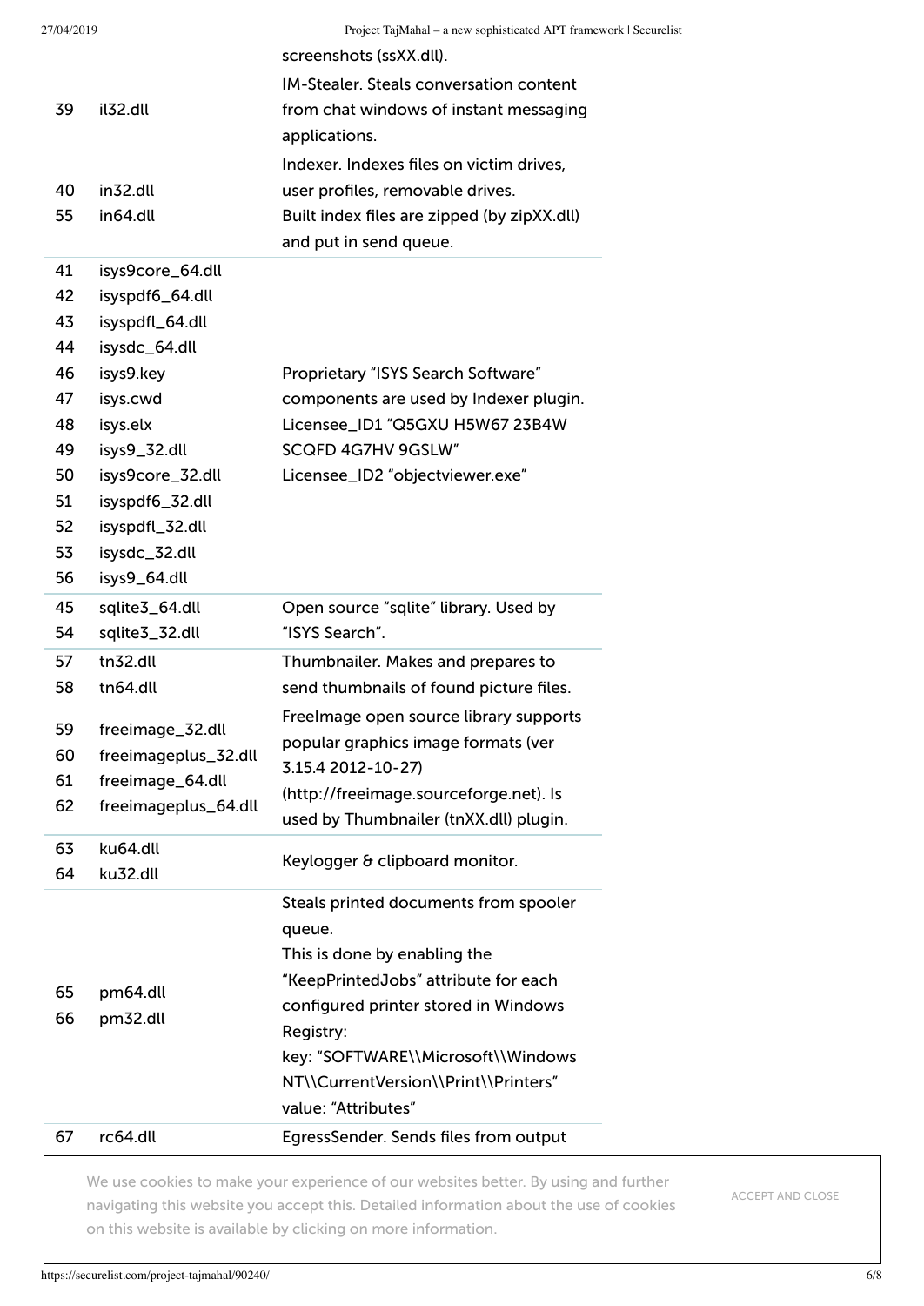| | | screenshots (ssXX.dll). |
|---|---|---|
| 39 | il32.dll | IM-Stealer. Steals conversation content from chat windows of instant messaging applications. |
| 40<br>55 | in32.dll<br>in64.dll | Indexer. Indexes files on victim drives, user profiles, removable drives.<br>Built index files are zipped (by zipXX.dll) and put in send queue. |
| 41<br>42<br>43<br>44<br>46<br>47<br>48<br>49<br>50<br>51<br>52<br>53<br>56 | isys9core_64.dll<br>isyspdf6_64.dll<br>isyspdfl_64.dll<br>isysdc_64.dll<br>isys9.key<br>isys.cwd<br>isys.elx<br>isys9_32.dll<br>isys9core_32.dll<br>isyspdf6_32.dll<br>isyspdfl_32.dll<br>isysdc_32.dll<br>isys9_64.dll | Proprietary "ISYS Search Software" components are used by Indexer plugin.<br>Licensee_ID1 "Q5GXU H5W67 23B4W SCQFD 4G7HV 9GSLW"<br>Licensee_ID2 "objectviewer.exe" |
| 45<br>54 | sqlite3_64.dll<br>sqlite3_32.dll | Open source "sqlite" library. Used by "ISYS Search". |
| 57<br>58 | tn32.dll<br>tn64.dll | Thumbnailer. Makes and prepares to send thumbnails of found picture files. |
| 59<br>60<br>61<br>62 | freeimage_32.dll<br>freeimageplus_32.dll<br>freeimage_64.dll<br>freeimageplus_64.dll | FreeImage open source library supports popular graphics image formats (ver 3.15.4 2012-10-27) (http://freeimage.sourceforge.net). Is used by Thumbnailer (tnXX.dll) plugin. |
| 63<br>64 | ku64.dll<br>ku32.dll | Keylogger & clipboard monitor. |
| 65<br>66 | pm64.dll<br>pm32.dll | Steals printed documents from spooler queue.<br>This is done by enabling the "KeepPrintedJobs" attribute for each configured printer stored in Windows Registry:<br>key: "SOFTWARE\\Microsoft\\Windows NT\\CurrentVersion\\Print\\Printers"<br>value: "Attributes" |
| 67 | rc64.dll | EgressSender. Sends files from output |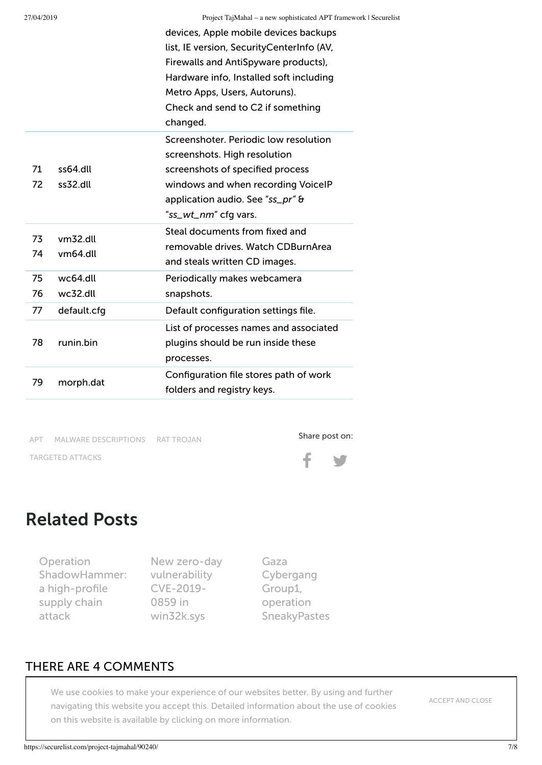| | | |
|---|---|---|
| | | devices, Apple mobile devices backups list, IE version, SecurityCenterInfo (AV, Firewalls and AntiSpyware products), Hardware info, Installed soft including Metro Apps, Users, Autoruns). Check and send to C2 if something changed. |
| 71<br>72 | ss64.dll<br>ss32.dll | Screenshoter. Periodic low resolution screenshots. High resolution screenshots of specified process windows and when recording VoiceIP application audio. See "*ss_pr*" & "*ss_wt_nm*" cfg vars. |
| 73<br>74 | vm32.dll<br>vm64.dll | Steal documents from fixed and removable drives. Watch CDBurnArea and steals written CD images. |
| 75<br>76 | wc64.dll<br>wc32.dll | Periodically makes webcamera snapshots. |
| 77 | default.cfg | Default configuration settings file. |
| 78 | runin.bin | List of processes names and associated plugins should be run inside these processes. |
| 79 | morph.dat | Configuration file stores path of work folders and registry keys. |

APT MALWARE DESCRIPTIONS RAT TROJAN TARGETED ATTACKS

Share post on:

## Related Posts

- Operation ShadowHammer: a high-profile supply chain attack
- New zero-day vulnerability CVE-2019-0859 in win32k.sys
- Gaza Cybergang Group1, operation SneakyPastes

## THERE ARE 4 COMMENTS

We use cookies to make your experience of our websites better. By using and further navigating this website you accept this. Detailed information about the use of cookies on this website is available by clicking on more information.

ACCEPT AND CLOSE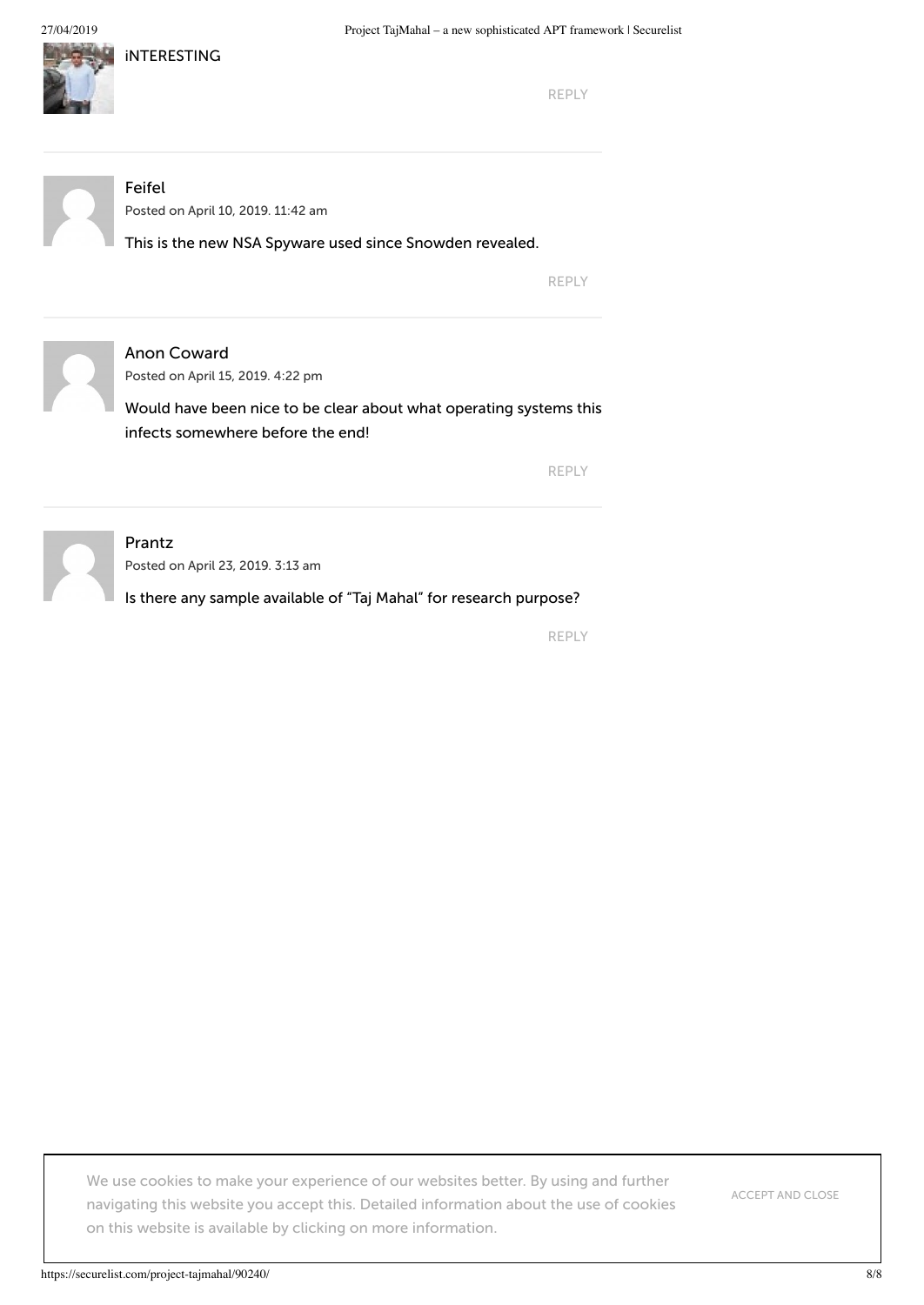iNTERESTING

REPLY

Feifel

Posted on April 10, 2019. 11:42 am

This is the new NSA Spyware used since Snowden revealed.

REPLY

Anon Coward

Posted on April 15, 2019. 4:22 pm

Would have been nice to be clear about what operating systems this infects somewhere before the end!

REPLY

Prantz

Posted on April 23, 2019. 3:13 am

Is there any sample available of “Taj Mahal” for research purpose?

REPLY

We use cookies to make your experience of our websites better. By using and further navigating this website you accept this. Detailed information about the use of cookies on this website is available by clicking on more information.

ACCEPT AND CLOSE